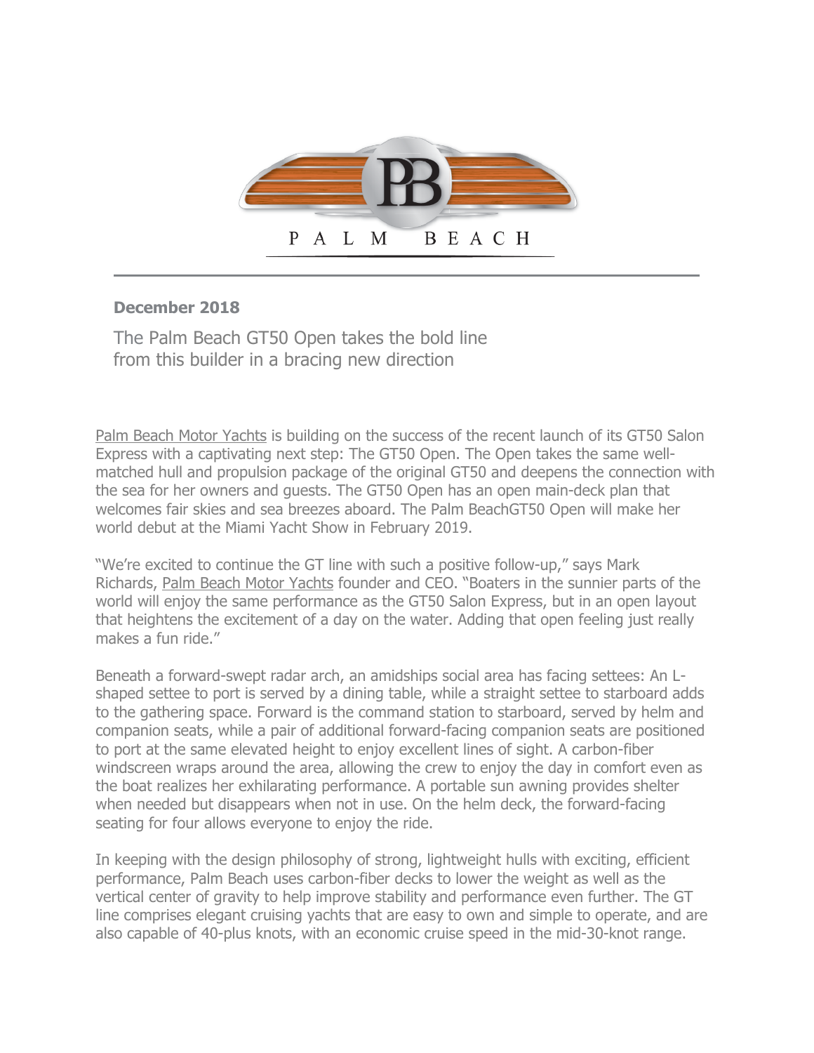PALM BEACH

**December 2018**

## The Palm Beach GT50 Open takes the bold line from this builder in a bracing new direction

Palm Beach Motor Yachts is building on the success of the recent launch of its GT50 Salon Express with a captivating next step: The GT50 Open. The Open takes the same well-matched hull and propulsion package of the original GT50 and deepens the connection with the sea for her owners and guests. The GT50 Open has an open main-deck plan that welcomes fair skies and sea breezes aboard. The Palm BeachGT50 Open will make her world debut at the Miami Yacht Show in February 2019.

"We're excited to continue the GT line with such a positive follow-up," says Mark Richards, Palm Beach Motor Yachts founder and CEO. "Boaters in the sunnier parts of the world will enjoy the same performance as the GT50 Salon Express, but in an open layout that heightens the excitement of a day on the water. Adding that open feeling just really makes a fun ride."

Beneath a forward-swept radar arch, an amidships social area has facing settees: An L-shaped settee to port is served by a dining table, while a straight settee to starboard adds to the gathering space. Forward is the command station to starboard, served by helm and companion seats, while a pair of additional forward-facing companion seats are positioned to port at the same elevated height to enjoy excellent lines of sight. A carbon-fiber windscreen wraps around the area, allowing the crew to enjoy the day in comfort even as the boat realizes her exhilarating performance. A portable sun awning provides shelter when needed but disappears when not in use. On the helm deck, the forward-facing seating for four allows everyone to enjoy the ride.

In keeping with the design philosophy of strong, lightweight hulls with exciting, efficient performance, Palm Beach uses carbon-fiber decks to lower the weight as well as the vertical center of gravity to help improve stability and performance even further. The GT line comprises elegant cruising yachts that are easy to own and simple to operate, and are also capable of 40-plus knots, with an economic cruise speed in the mid-30-knot range.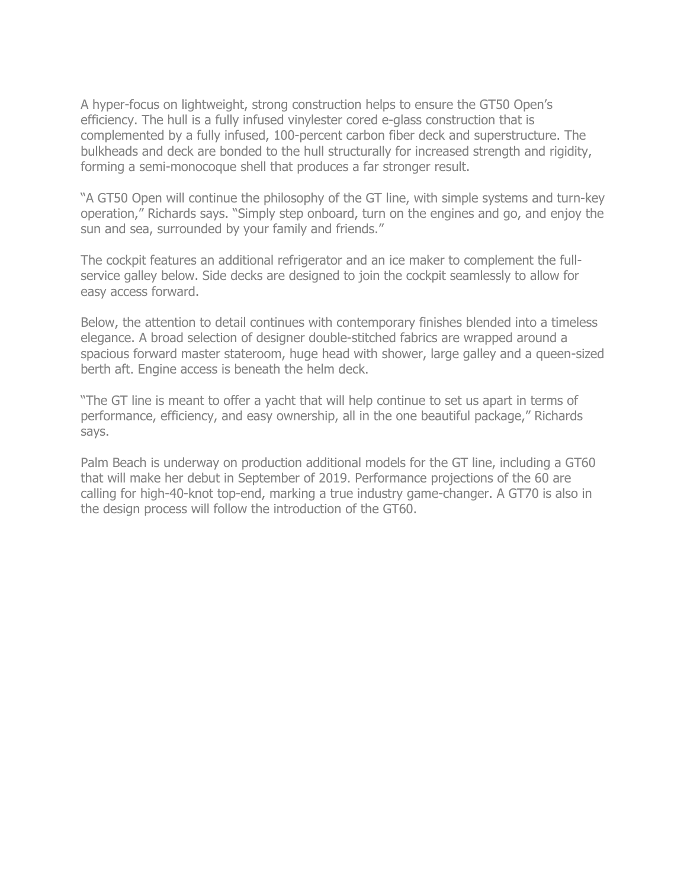A hyper-focus on lightweight, strong construction helps to ensure the GT50 Open's efficiency. The hull is a fully infused vinylester cored e-glass construction that is complemented by a fully infused, 100-percent carbon fiber deck and superstructure. The bulkheads and deck are bonded to the hull structurally for increased strength and rigidity, forming a semi-monocoque shell that produces a far stronger result.

"A GT50 Open will continue the philosophy of the GT line, with simple systems and turn-key operation," Richards says. "Simply step onboard, turn on the engines and go, and enjoy the sun and sea, surrounded by your family and friends."

The cockpit features an additional refrigerator and an ice maker to complement the full-service galley below. Side decks are designed to join the cockpit seamlessly to allow for easy access forward.

Below, the attention to detail continues with contemporary finishes blended into a timeless elegance. A broad selection of designer double-stitched fabrics are wrapped around a spacious forward master stateroom, huge head with shower, large galley and a queen-sized berth aft. Engine access is beneath the helm deck.

"The GT line is meant to offer a yacht that will help continue to set us apart in terms of performance, efficiency, and easy ownership, all in the one beautiful package," Richards says.

Palm Beach is underway on production additional models for the GT line, including a GT60 that will make her debut in September of 2019. Performance projections of the 60 are calling for high-40-knot top-end, marking a true industry game-changer. A GT70 is also in the design process will follow the introduction of the GT60.